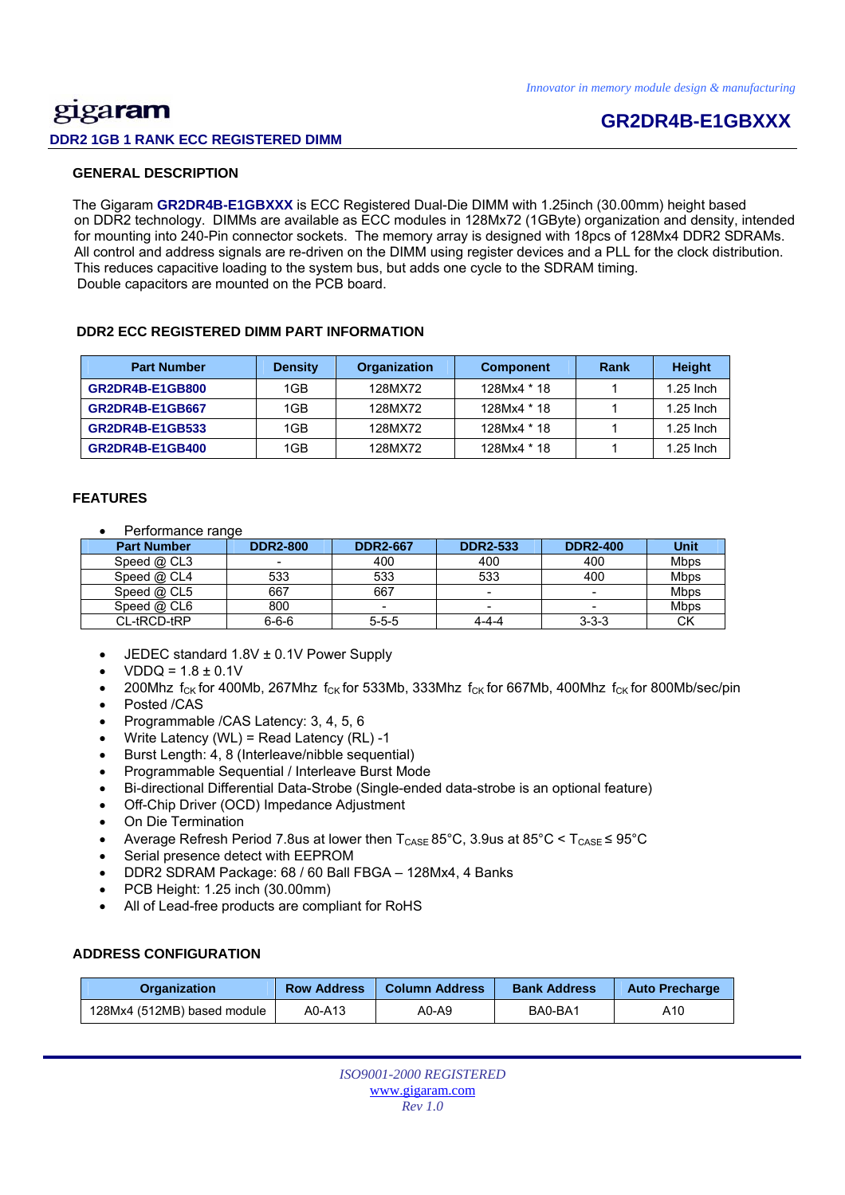*Innovator in memory module design & manufacturing*

**gigaram**

## GR2DR4B-E1GBXXX

**DDR2 1GB 1 RANK ECC REGISTERED DIMM**

### GENERAL DESCRIPTION

The Gigaram **GR2DR4B-E1GBXXX** is ECC Registered Dual-Die DIMM with 1.25inch (30.00mm) height based on DDR2 technology. DIMMs are available as ECC modules in 128Mx72 (1GByte) organization and density, intended for mounting into 240-Pin connector sockets. The memory array is designed with 18pcs of 128Mx4 DDR2 SDRAMs. All control and address signals are re-driven on the DIMM using register devices and a PLL for the clock distribution. This reduces capacitive loading to the system bus, but adds one cycle to the SDRAM timing.
Double capacitors are mounted on the PCB board.

### DDR2 ECC REGISTERED DIMM PART INFORMATION

| Part Number | Density | Organization | Component | Rank | Height |
|---|---|---|---|---|---|
| **GR2DR4B-E1GB800** | 1GB | 128MX72 | 128Mx4 * 18 | 1 | 1.25 Inch |
| **GR2DR4B-E1GB667** | 1GB | 128MX72 | 128Mx4 * 18 | 1 | 1.25 Inch |
| **GR2DR4B-E1GB533** | 1GB | 128MX72 | 128Mx4 * 18 | 1 | 1.25 Inch |
| **GR2DR4B-E1GB400** | 1GB | 128MX72 | 128Mx4 * 18 | 1 | 1.25 Inch |

### FEATURES

- Performance range

| Part Number | DDR2-800 | DDR2-667 | DDR2-533 | DDR2-400 | Unit |
|---|---|---|---|---|---|
| Speed @ CL3 | - | 400 | 400 | 400 | Mbps |
| Speed @ CL4 | 533 | 533 | 533 | 400 | Mbps |
| Speed @ CL5 | 667 | 667 | - | - | Mbps |
| Speed @ CL6 | 800 | - | - | - | Mbps |
| CL-tRCD-tRP | 6-6-6 | 5-5-5 | 4-4-4 | 3-3-3 | CK |

- JEDEC standard 1.8V ± 0.1V Power Supply
- VDDQ = 1.8 ± 0.1V
- 200Mhz $f_{CK}$ for 400Mb, 267Mhz $f_{CK}$ for 533Mb, 333Mhz $f_{CK}$ for 667Mb, 400Mhz $f_{CK}$ for 800Mb/sec/pin
- Posted /CAS
- Programmable /CAS Latency: 3, 4, 5, 6
- Write Latency (WL) = Read Latency (RL) -1
- Burst Length: 4, 8 (Interleave/nibble sequential)
- Programmable Sequential / Interleave Burst Mode
- Bi-directional Differential Data-Strobe (Single-ended data-strobe is an optional feature)
- Off-Chip Driver (OCD) Impedance Adjustment
- On Die Termination
- Average Refresh Period 7.8us at lower then $T_{CASE}$ 85°C, 3.9us at 85°C < $T_{CASE} \leq$ 95°C
- Serial presence detect with EEPROM
- DDR2 SDRAM Package: 68 / 60 Ball FBGA – 128Mx4, 4 Banks
- PCB Height: 1.25 inch (30.00mm)
- All of Lead-free products are compliant for RoHS

### ADDRESS CONFIGURATION

| Organization | Row Address | Column Address | Bank Address | Auto Precharge |
|---|---|---|---|---|
| 128Mx4 (512MB) based module | A0-A13 | A0-A9 | BA0-BA1 | A10 |

*ISO9001-2000 REGISTERED*
www.gigaram.com
*Rev 1.0*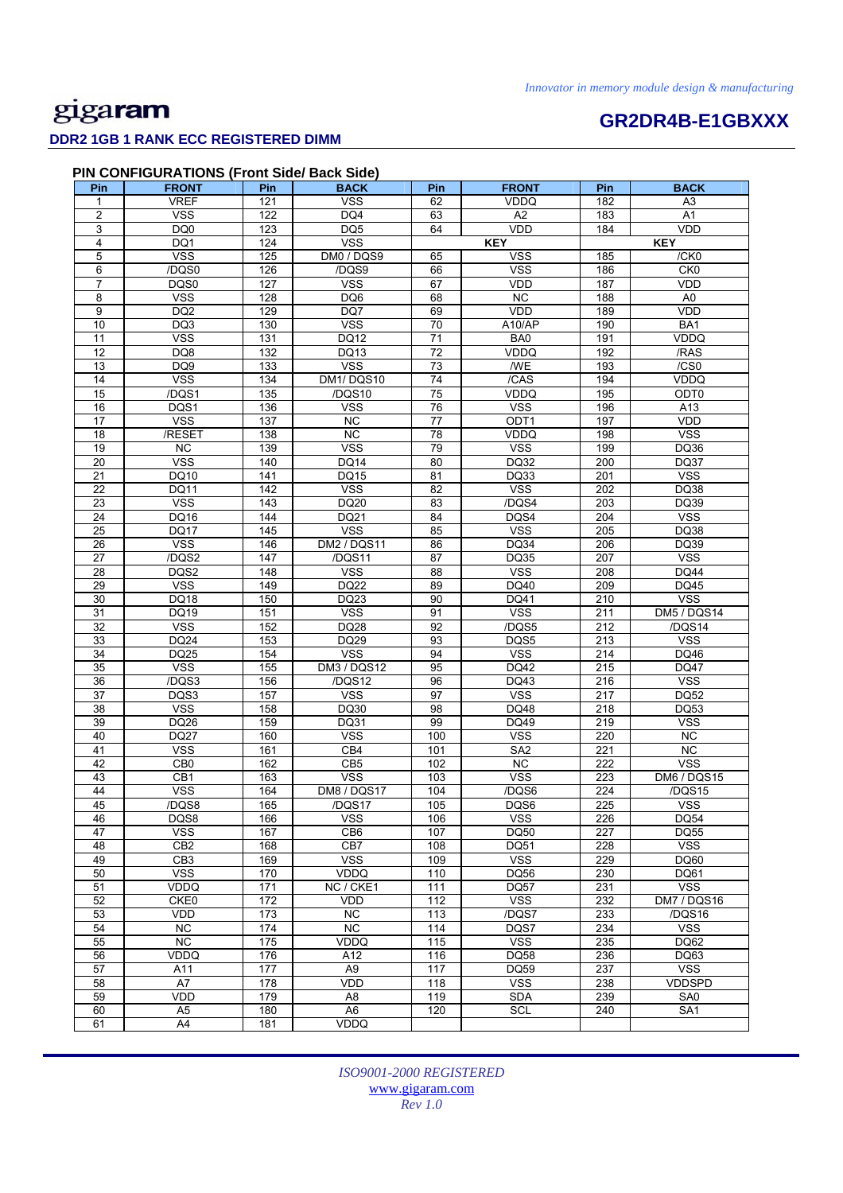## DDR2 1GB 1 RANK ECC REGISTERED DIMM

## GR2DR4B-E1GBXXX

### PIN CONFIGURATIONS (Front Side/ Back Side)

| Pin | FRONT | Pin | BACK | Pin | FRONT | Pin | BACK |
|---|---|---|---|---|---|---|---|
| 1 | VREF | 121 | VSS | 62 | VDDQ | 182 | A3 |
| 2 | VSS | 122 | DQ4 | 63 | A2 | 183 | A1 |
| 3 | DQ0 | 123 | DQ5 | 64 | VDD | 184 | VDD |
| 4 | DQ1 | 124 | VSS | KEY | | KEY | |
| 5 | VSS | 125 | DM0 / DQS9 | 65 | VSS | 185 | /CK0 |
| 6 | /DQS0 | 126 | /DQS9 | 66 | VSS | 186 | CK0 |
| 7 | DQS0 | 127 | VSS | 67 | VDD | 187 | VDD |
| 8 | VSS | 128 | DQ6 | 68 | NC | 188 | A0 |
| 9 | DQ2 | 129 | DQ7 | 69 | VDD | 189 | VDD |
| 10 | DQ3 | 130 | VSS | 70 | A10/AP | 190 | BA1 |
| 11 | VSS | 131 | DQ12 | 71 | BA0 | 191 | VDDQ |
| 12 | DQ8 | 132 | DQ13 | 72 | VDDQ | 192 | /RAS |
| 13 | DQ9 | 133 | VSS | 73 | /WE | 193 | /CS0 |
| 14 | VSS | 134 | DM1/ DQS10 | 74 | /CAS | 194 | VDDQ |
| 15 | /DQS1 | 135 | /DQS10 | 75 | VDDQ | 195 | ODT0 |
| 16 | DQS1 | 136 | VSS | 76 | VSS | 196 | A13 |
| 17 | VSS | 137 | NC | 77 | ODT1 | 197 | VDD |
| 18 | /RESET | 138 | NC | 78 | VDDQ | 198 | VSS |
| 19 | NC | 139 | VSS | 79 | VSS | 199 | DQ36 |
| 20 | VSS | 140 | DQ14 | 80 | DQ32 | 200 | DQ37 |
| 21 | DQ10 | 141 | DQ15 | 81 | DQ33 | 201 | VSS |
| 22 | DQ11 | 142 | VSS | 82 | VSS | 202 | DQ38 |
| 23 | VSS | 143 | DQ20 | 83 | /DQS4 | 203 | DQ39 |
| 24 | DQ16 | 144 | DQ21 | 84 | DQS4 | 204 | VSS |
| 25 | DQ17 | 145 | VSS | 85 | VSS | 205 | DQ38 |
| 26 | VSS | 146 | DM2 / DQS11 | 86 | DQ34 | 206 | DQ39 |
| 27 | /DQS2 | 147 | /DQS11 | 87 | DQ35 | 207 | VSS |
| 28 | DQS2 | 148 | VSS | 88 | VSS | 208 | DQ44 |
| 29 | VSS | 149 | DQ22 | 89 | DQ40 | 209 | DQ45 |
| 30 | DQ18 | 150 | DQ23 | 90 | DQ41 | 210 | VSS |
| 31 | DQ19 | 151 | VSS | 91 | VSS | 211 | DM5 / DQS14 |
| 32 | VSS | 152 | DQ28 | 92 | /DQS5 | 212 | /DQS14 |
| 33 | DQ24 | 153 | DQ29 | 93 | DQS5 | 213 | VSS |
| 34 | DQ25 | 154 | VSS | 94 | VSS | 214 | DQ46 |
| 35 | VSS | 155 | DM3 / DQS12 | 95 | DQ42 | 215 | DQ47 |
| 36 | /DQS3 | 156 | /DQS12 | 96 | DQ43 | 216 | VSS |
| 37 | DQS3 | 157 | VSS | 97 | VSS | 217 | DQ52 |
| 38 | VSS | 158 | DQ30 | 98 | DQ48 | 218 | DQ53 |
| 39 | DQ26 | 159 | DQ31 | 99 | DQ49 | 219 | VSS |
| 40 | DQ27 | 160 | VSS | 100 | VSS | 220 | NC |
| 41 | VSS | 161 | CB4 | 101 | SA2 | 221 | NC |
| 42 | CB0 | 162 | CB5 | 102 | NC | 222 | VSS |
| 43 | CB1 | 163 | VSS | 103 | VSS | 223 | DM6 / DQS15 |
| 44 | VSS | 164 | DM8 / DQS17 | 104 | /DQS6 | 224 | /DQS15 |
| 45 | /DQS8 | 165 | /DQS17 | 105 | DQS6 | 225 | VSS |
| 46 | DQS8 | 166 | VSS | 106 | VSS | 226 | DQ54 |
| 47 | VSS | 167 | CB6 | 107 | DQ50 | 227 | DQ55 |
| 48 | CB2 | 168 | CB7 | 108 | DQ51 | 228 | VSS |
| 49 | CB3 | 169 | VSS | 109 | VSS | 229 | DQ60 |
| 50 | VSS | 170 | VDDQ | 110 | DQ56 | 230 | DQ61 |
| 51 | VDDQ | 171 | NC / CKE1 | 111 | DQ57 | 231 | VSS |
| 52 | CKE0 | 172 | VDD | 112 | VSS | 232 | DM7 / DQS16 |
| 53 | VDD | 173 | NC | 113 | /DQS7 | 233 | /DQS16 |
| 54 | NC | 174 | NC | 114 | DQS7 | 234 | VSS |
| 55 | NC | 175 | VDDQ | 115 | VSS | 235 | DQ62 |
| 56 | VDDQ | 176 | A12 | 116 | DQ58 | 236 | DQ63 |
| 57 | A11 | 177 | A9 | 117 | DQ59 | 237 | VSS |
| 58 | A7 | 178 | VDD | 118 | VSS | 238 | VDDSPD |
| 59 | VDD | 179 | A8 | 119 | SDA | 239 | SA0 |
| 60 | A5 | 180 | A6 | 120 | SCL | 240 | SA1 |
| 61 | A4 | 181 | VDDQ | | | | |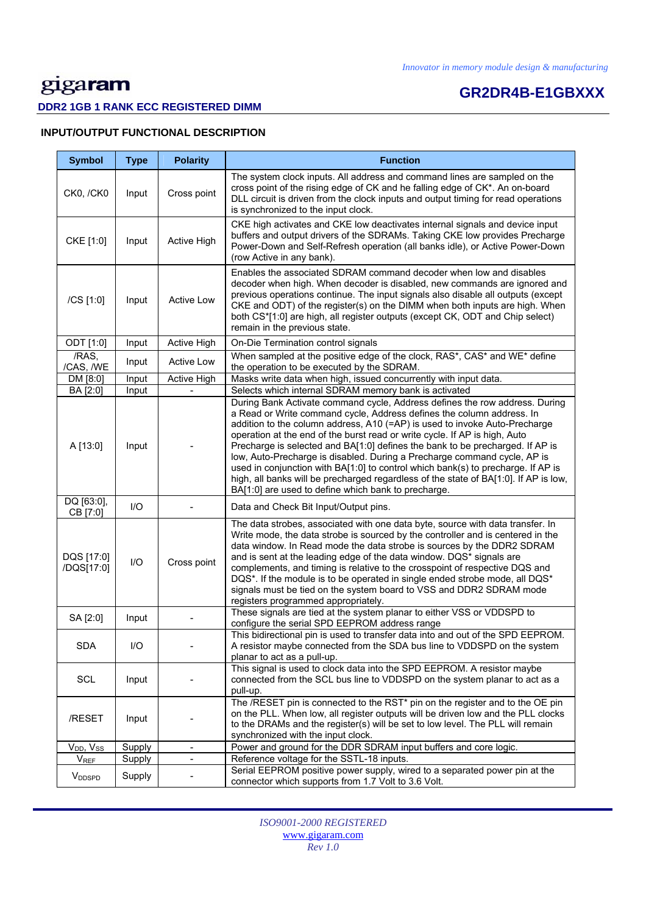## INPUT/OUTPUT FUNCTIONAL DESCRIPTION

| Symbol | Type | Polarity | Function |
|---|---|---|---|
| CK0, /CK0 | Input | Cross point | The system clock inputs. All address and command lines are sampled on the cross point of the rising edge of CK and he falling edge of CK*. An on-board DLL circuit is driven from the clock inputs and output timing for read operations is synchronized to the input clock. |
| CKE [1:0] | Input | Active High | CKE high activates and CKE low deactivates internal signals and device input buffers and output drivers of the SDRAMs. Taking CKE low provides Precharge Power-Down and Self-Refresh operation (all banks idle), or Active Power-Down (row Active in any bank). |
| /CS [1:0] | Input | Active Low | Enables the associated SDRAM command decoder when low and disables decoder when high. When decoder is disabled, new commands are ignored and previous operations continue. The input signals also disable all outputs (except CKE and ODT) of the register(s) on the DIMM when both inputs are high. When both CS*[1:0] are high, all register outputs (except CK, ODT and Chip select) remain in the previous state. |
| ODT [1:0] | Input | Active High | On-Die Termination control signals |
| /RAS, /CAS, /WE | Input | Active Low | When sampled at the positive edge of the clock, RAS*, CAS* and WE* define the operation to be executed by the SDRAM. |
| DM [8:0] | Input | Active High | Masks write data when high, issued concurrently with input data. |
| BA [2:0] | Input | - | Selects which internal SDRAM memory bank is activated |
| A [13:0] | Input | - | During Bank Activate command cycle, Address defines the row address. During a Read or Write command cycle, Address defines the column address. In addition to the column address, A10 (=AP) is used to invoke Auto-Precharge operation at the end of the burst read or write cycle. If AP is high, Auto Precharge is selected and BA[1:0] defines the bank to be precharged. If AP is low, Auto-Precharge is disabled. During a Precharge command cycle, AP is used in conjunction with BA[1:0] to control which bank(s) to precharge. If AP is high, all banks will be precharged regardless of the state of BA[1:0]. If AP is low, BA[1:0] are used to define which bank to precharge. |
| DQ [63:0], CB [7:0] | I/O | - | Data and Check Bit Input/Output pins. |
| DQS [17:0] /DQS[17:0] | I/O | Cross point | The data strobes, associated with one data byte, source with data transfer. In Write mode, the data strobe is sourced by the controller and is centered in the data window. In Read mode the data strobe is sources by the DDR2 SDRAM and is sent at the leading edge of the data window. DQS* signals are complements, and timing is relative to the crosspoint of respective DQS and DQS*. If the module is to be operated in single ended strobe mode, all DQS* signals must be tied on the system board to VSS and DDR2 SDRAM mode registers programmed appropriately. |
| SA [2:0] | Input | - | These signals are tied at the system planar to either VSS or VDDSPD to configure the serial SPD EEPROM address range |
| SDA | I/O | - | This bidirectional pin is used to transfer data into and out of the SPD EEPROM. A resistor maybe connected from the SDA bus line to VDDSPD on the system planar to act as a pull-up. |
| SCL | Input | - | This signal is used to clock data into the SPD EEPROM. A resistor maybe connected from the SCL bus line to VDDSPD on the system planar to act as a pull-up. |
| /RESET | Input | - | The /RESET pin is connected to the RST* pin on the register and to the OE pin on the PLL. When low, all register outputs will be driven low and the PLL clocks to the DRAMs and the register(s) will be set to low level. The PLL will remain synchronized with the input clock. |
| $V_{DD}$, $V_{SS}$ | Supply | - | Power and ground for the DDR SDRAM input buffers and core logic. |
| $V_{REF}$ | Supply | - | Reference voltage for the SSTL-18 inputs. |
| $V_{DDSPD}$ | Supply | - | Serial EEPROM positive power supply, wired to a separated power pin at the connector which supports from 1.7 Volt to 3.6 Volt. |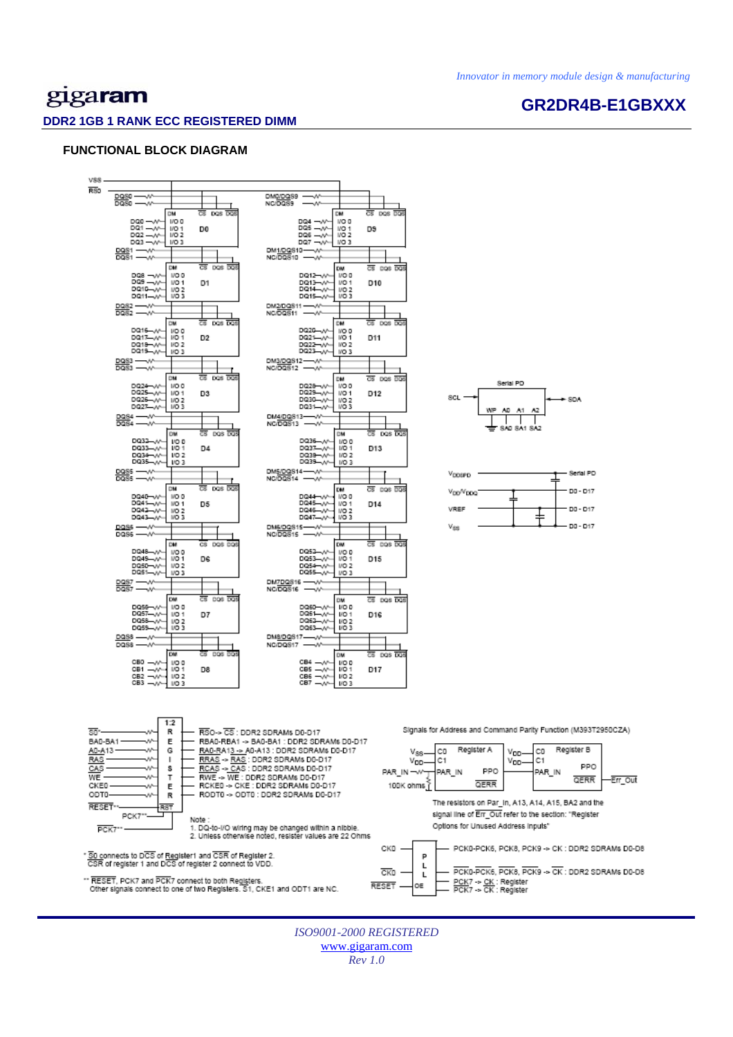## DDR2 1GB 1 RANK ECC REGISTERED DIMM

**GR2DR4B-E1GBXXX**

### FUNCTIONAL BLOCK DIAGRAM

RS0→CS : DDR2 SDRAMs D0-D17
RBA0-RBA1 → BA0-BA1 : DDR2 SDRAMs D0-D17
RA0-RA13 → A0-A13 : DDR2 SDRAMs D0-D17
RRAS → RAS : DDR2 SDRAMs D0-D17
RCAS → CAS : DDR2 SDRAMs D0-D17
RWE → WE : DDR2 SDRAMs D0-D17
RCKE0 → CKE : DDR2 SDRAMs D0-D17
RODT0 → ODT0 : DDR2 SDRAMs D0-D17

Note :
1. DQ-to-I/O wiring may be changed within a nibble.
2. Unless otherwise noted, resister values are 22 Ohms

Signals for Address and Command Parity Function (M393T2950CZA)

The resistors on Par_In, A13, A14, A15, BA2 and the signal line of Err_Out refer to the section: "Register Options for Unused Address inputs"

CK0 → PCK0-PCK6, PCK8, PCK9 → CK : DDR2 SDRAMs D0-D8
CK0 → PCK0-PCK6, PCK8, PCK9 → CK : DDR2 SDRAMs D0-D8
PCK7 → CK : Register
PCK7 → CK : Register

* S0 connects to DCS of Register1 and CSR of Register 2.
CSR of register 1 and DCS of register 2 connect to VDD.

** RESET, PCK7 and PCK7 connect to both Registers.
Other signals connect to one of two Registers. S1, CKE1 and ODT1 are NC.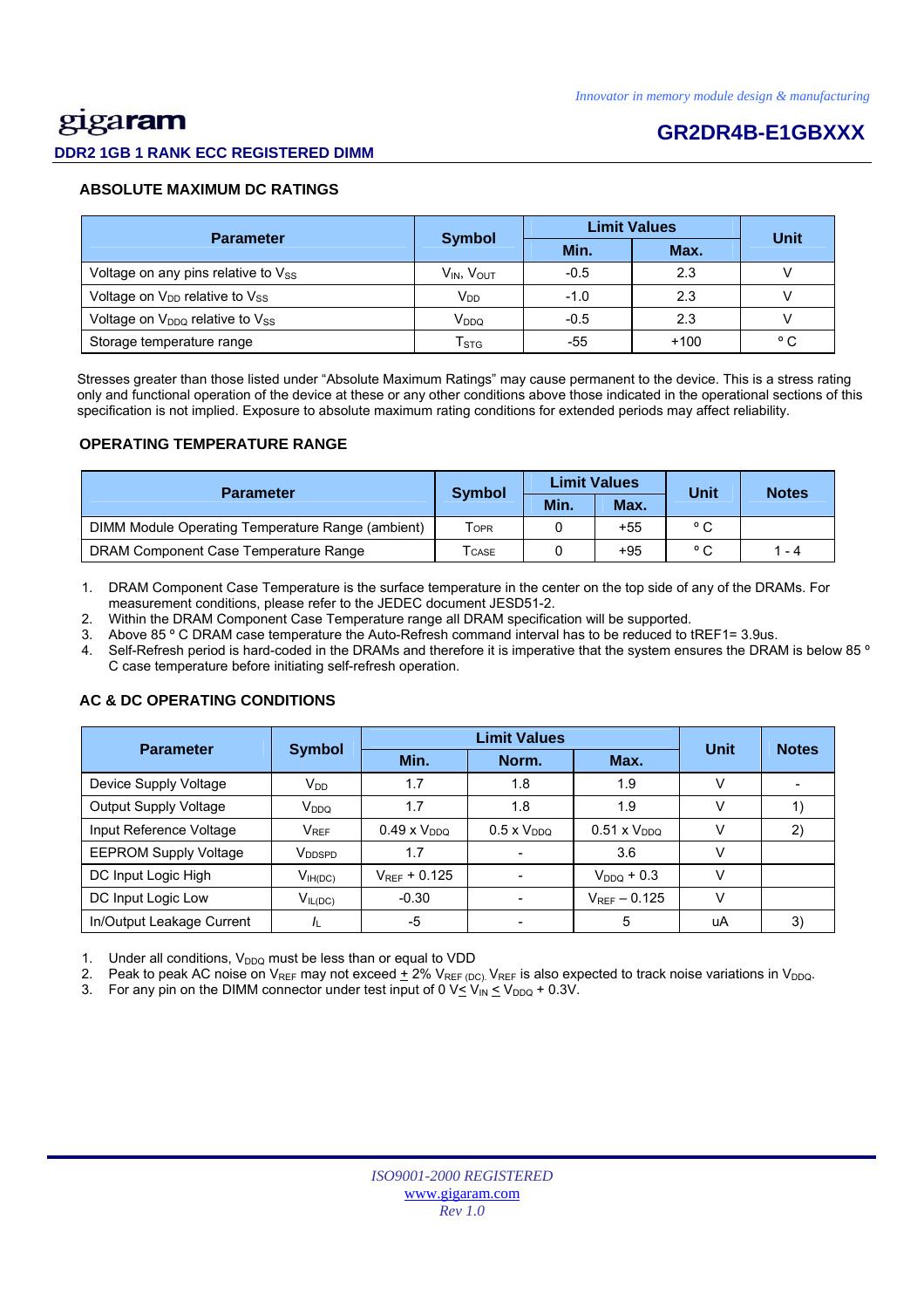## ABSOLUTE MAXIMUM DC RATINGS

| Parameter | Symbol | Limit Values | | Unit |
|---|---|---|---|---|
| | | Min. | Max. | |
| Voltage on any pins relative to $V_{SS}$ | $V_{IN}$, $V_{OUT}$ | -0.5 | 2.3 | V |
| Voltage on $V_{DD}$ relative to $V_{SS}$ | $V_{DD}$ | -1.0 | 2.3 | V |
| Voltage on $V_{DDQ}$ relative to $V_{SS}$ | $V_{DDQ}$ | -0.5 | 2.3 | V |
| Storage temperature range | $T_{STG}$ | -55 | +100 | ° C |

Stresses greater than those listed under “Absolute Maximum Ratings” may cause permanent to the device. This is a stress rating only and functional operation of the device at these or any other conditions above those indicated in the operational sections of this specification is not implied. Exposure to absolute maximum rating conditions for extended periods may affect reliability.

## OPERATING TEMPERATURE RANGE

| Parameter | Symbol | Limit Values | | Unit | Notes |
|---|---|---|---|---|---|
| | | Min. | Max. | | |
| DIMM Module Operating Temperature Range (ambient) | $T_{OPR}$ | 0 | +55 | ° C | |
| DRAM Component Case Temperature Range | $T_{CASE}$ | 0 | +95 | ° C | 1 - 4 |

1. DRAM Component Case Temperature is the surface temperature in the center on the top side of any of the DRAMs. For measurement conditions, please refer to the JEDEC document JESD51-2.
2. Within the DRAM Component Case Temperature range all DRAM specification will be supported.
3. Above 85 ° C DRAM case temperature the Auto-Refresh command interval has to be reduced to tREF1= 3.9us.
4. Self-Refresh period is hard-coded in the DRAMs and therefore it is imperative that the system ensures the DRAM is below 85 ° C case temperature before initiating self-refresh operation.

## AC & DC OPERATING CONDITIONS

| Parameter | Symbol | Limit Values | | | Unit | Notes |
|---|---|---|---|---|---|---|
| | | Min. | Norm. | Max. | | |
| Device Supply Voltage | $V_{DD}$ | 1.7 | 1.8 | 1.9 | V | - |
| Output Supply Voltage | $V_{DDQ}$ | 1.7 | 1.8 | 1.9 | V | 1) |
| Input Reference Voltage | $V_{REF}$ | 0.49 x $V_{DDQ}$ | 0.5 x $V_{DDQ}$ | 0.51 x $V_{DDQ}$ | V | 2) |
| EEPROM Supply Voltage | $V_{DDSPD}$ | 1.7 | - | 3.6 | V | |
| DC Input Logic High | $V_{IH(DC)}$ | $V_{REF}$ + 0.125 | - | $V_{DDQ}$ + 0.3 | V | |
| DC Input Logic Low | $V_{IL(DC)}$ | -0.30 | - | $V_{REF}$ – 0.125 | V | |
| In/Output Leakage Current | $I_L$ | -5 | - | 5 | uA | 3) |

1. Under all conditions, $V_{DDQ}$ must be less than or equal to VDD
2. Peak to peak AC noise on $V_{REF}$ may not exceed ± 2% $V_{REF (DC)}$. $V_{REF}$ is also expected to track noise variations in $V_{DDQ}$.
3. For any pin on the DIMM connector under test input of 0 V≤ $V_{IN}$ ≤ $V_{DDQ}$ + 0.3V.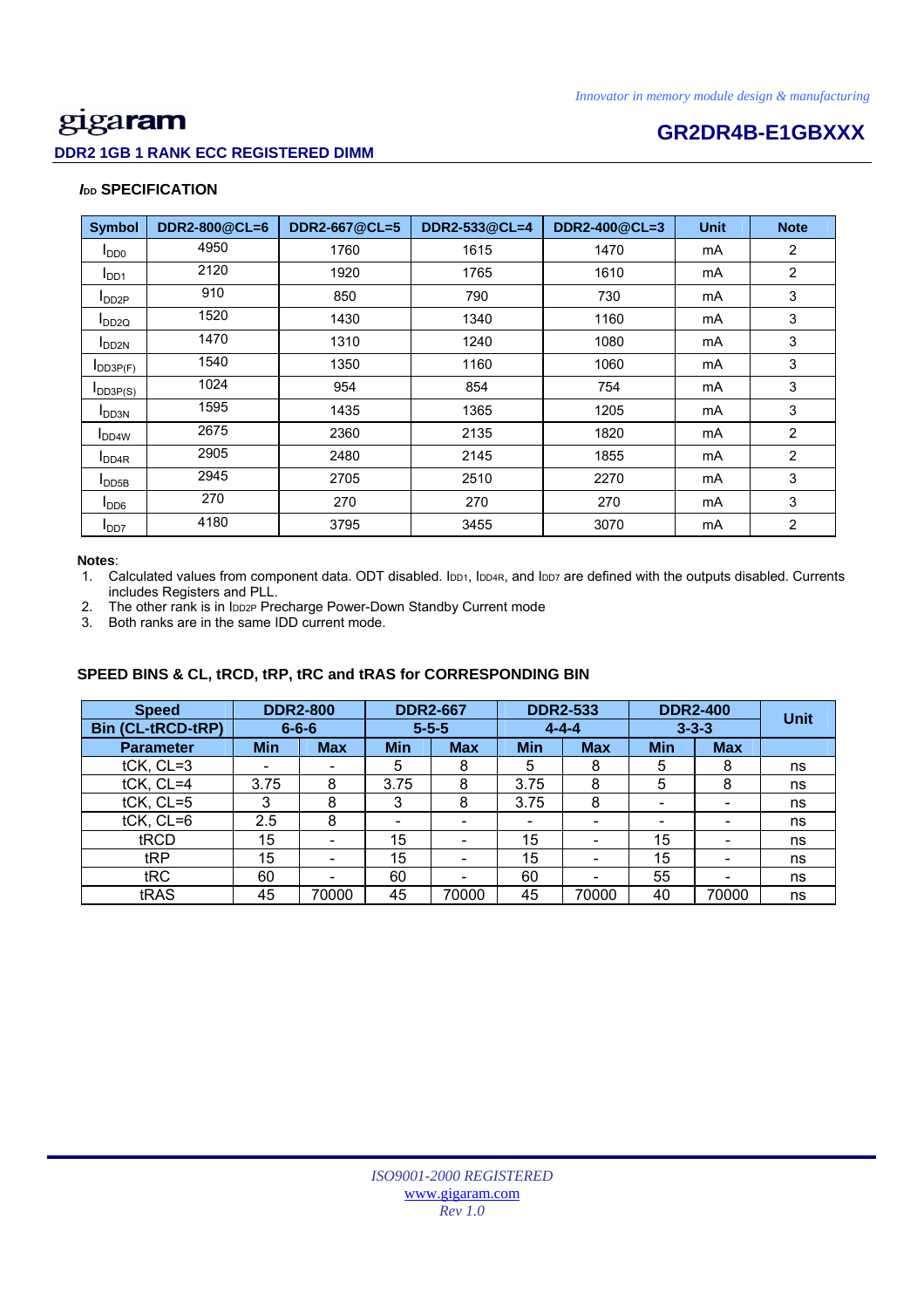# $I_{DD}$ SPECIFICATION

| Symbol | DDR2-800@CL=6 | DDR2-667@CL=5 | DDR2-533@CL=4 | DDR2-400@CL=3 | Unit | Note |
|---|---|---|---|---|---|---|
| $I_{DD0}$ | 4950 | 1760 | 1615 | 1470 | mA | 2 |
| $I_{DD1}$ | 2120 | 1920 | 1765 | 1610 | mA | 2 |
| $I_{DD2P}$ | 910 | 850 | 790 | 730 | mA | 3 |
| $I_{DD2Q}$ | 1520 | 1430 | 1340 | 1160 | mA | 3 |
| $I_{DD2N}$ | 1470 | 1310 | 1240 | 1080 | mA | 3 |
| $I_{DD3P(F)}$ | 1540 | 1350 | 1160 | 1060 | mA | 3 |
| $I_{DD3P(S)}$ | 1024 | 954 | 854 | 754 | mA | 3 |
| $I_{DD3N}$ | 1595 | 1435 | 1365 | 1205 | mA | 3 |
| $I_{DD4W}$ | 2675 | 2360 | 2135 | 1820 | mA | 2 |
| $I_{DD4R}$ | 2905 | 2480 | 2145 | 1855 | mA | 2 |
| $I_{DD5B}$ | 2945 | 2705 | 2510 | 2270 | mA | 3 |
| $I_{DD6}$ | 270 | 270 | 270 | 270 | mA | 3 |
| $I_{DD7}$ | 4180 | 3795 | 3455 | 3070 | mA | 2 |

**Notes**:

1. Calculated values from component data. ODT disabled. $I_{DD1}$, $I_{DD4R}$, and $I_{DD7}$ are defined with the outputs disabled. Currents includes Registers and PLL.
2. The other rank is in $I_{DD2P}$ Precharge Power-Down Standby Current mode
3. Both ranks are in the same IDD current mode.

## SPEED BINS & CL, tRCD, tRP, tRC and tRAS for CORRESPONDING BIN

| Speed | DDR2-800 | | DDR2-667 | | DDR2-533 | | DDR2-400 | | Unit |
|---|---|---|---|---|---|---|---|---|---|
| Bin (CL-tRCD-tRP) | 6-6-6 | | 5-5-5 | | 4-4-4 | | 3-3-3 | | |
| Parameter | Min | Max | Min | Max | Min | Max | Min | Max | |
| tCK, CL=3 | - | - | 5 | 8 | 5 | 8 | 5 | 8 | ns |
| tCK, CL=4 | 3.75 | 8 | 3.75 | 8 | 3.75 | 8 | 5 | 8 | ns |
| tCK, CL=5 | 3 | 8 | 3 | 8 | 3.75 | 8 | - | - | ns |
| tCK, CL=6 | 2.5 | 8 | - | - | - | - | - | - | ns |
| tRCD | 15 | - | 15 | - | 15 | - | 15 | - | ns |
| tRP | 15 | - | 15 | - | 15 | - | 15 | - | ns |
| tRC | 60 | - | 60 | - | 60 | - | 55 | - | ns |
| tRAS | 45 | 70000 | 45 | 70000 | 45 | 70000 | 40 | 70000 | ns |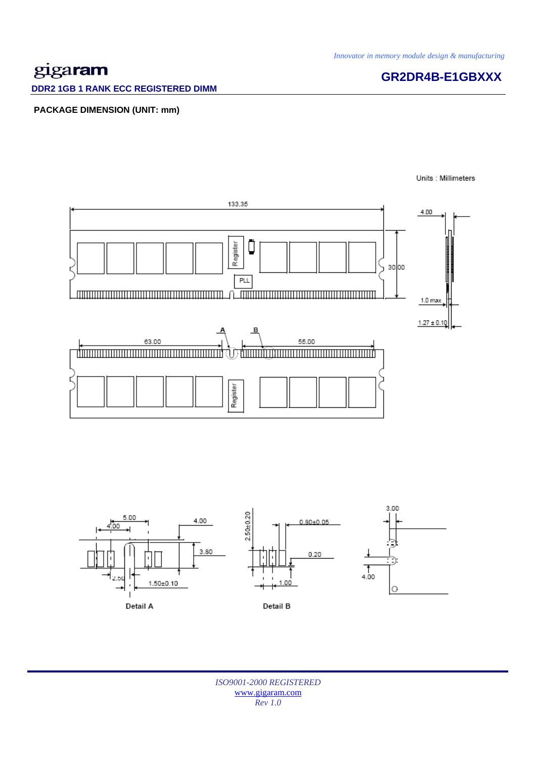**DDR2 1GB 1 RANK ECC REGISTERED DIMM**

**GR2DR4B-E1GBXXX**

**PACKAGE DIMENSION (UNIT: mm)**

Units : Millimeters

133.35

4.00

Register

PLL

30.00

1.0 max

1.27 ± 0.10

A

B

63.00

55.00

Register

5.00

4.00

4.00

3.80

2.50

1.50±0.10

Detail A

2.50±0.20

0.80±0.05

0.20

1.00

Detail B

3.00

4.00

ISO9001-2000 REGISTERED
www.gigaram.com
Rev 1.0